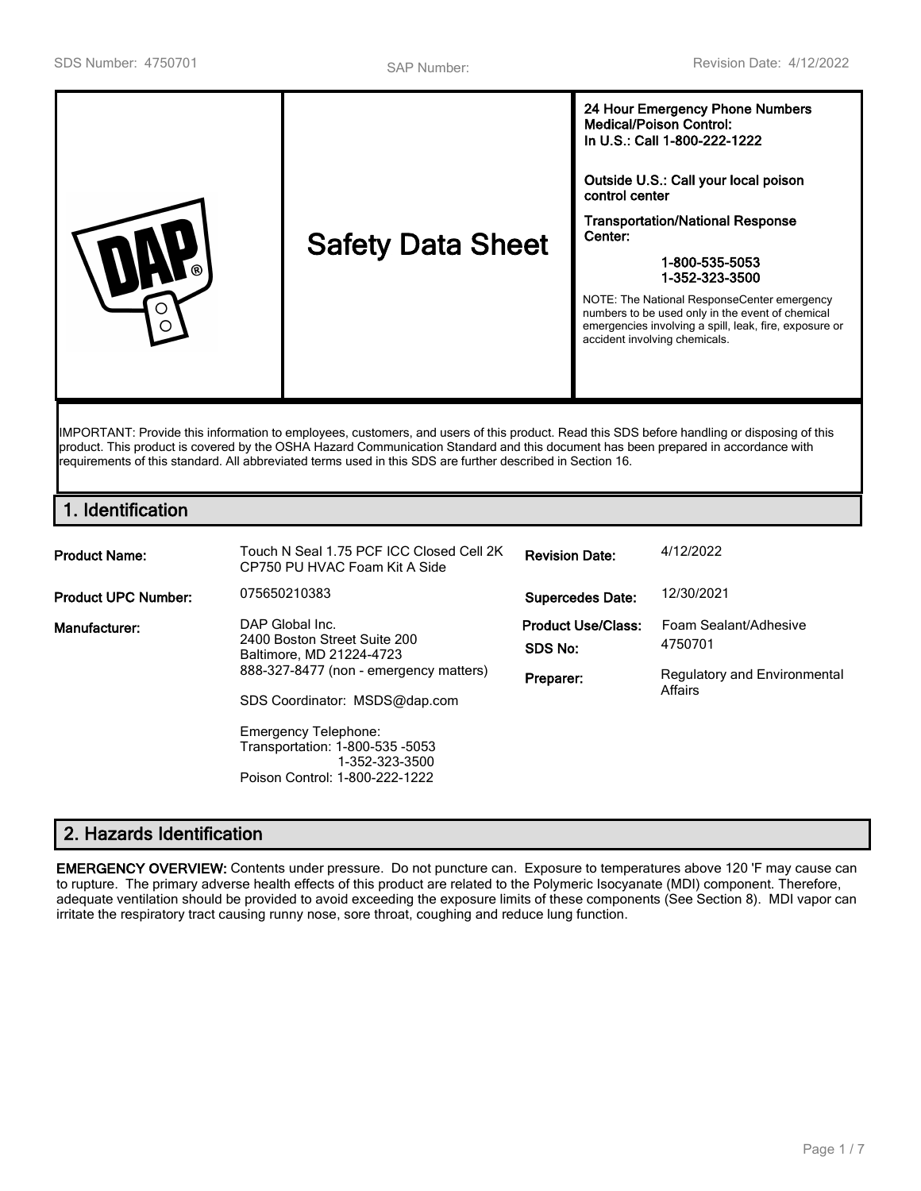SDS Number: 4750701 | SAP Number: | Revision Date: 4/12/2022

# Safety Data Sheet

**24 Hour Emergency Phone Numbers**
**Medical/Poison Control:**
**In U.S.: Call 1-800-222-1222**

**Outside U.S.: Call your local poison control center**

**Transportation/National Response Center:**

**1-800-535-5053**
**1-352-323-3500**

NOTE: The National ResponseCenter emergency numbers to be used only in the event of chemical emergencies involving a spill, leak, fire, exposure or accident involving chemicals.

IMPORTANT: Provide this information to employees, customers, and users of this product. Read this SDS before handling or disposing of this product. This product is covered by the OSHA Hazard Communication Standard and this document has been prepared in accordance with requirements of this standard. All abbreviated terms used in this SDS are further described in Section 16.

## 1. Identification

| | | | |
|---|---|---|---|
| **Product Name:** | Touch N Seal 1.75 PCF ICC Closed Cell 2K CP750 PU HVAC Foam Kit A Side | **Revision Date:** | 4/12/2022 |
| **Product UPC Number:** | 075650210383 | **Supercedes Date:** | 12/30/2021 |
| **Manufacturer:** | DAP Global Inc.<br>2400 Boston Street Suite 200<br>Baltimore, MD 21224-4723<br>888-327-8477 (non - emergency matters)<br><br>SDS Coordinator: MSDS@dap.com<br><br>Emergency Telephone:<br>Transportation: 1-800-535 -5053<br>1-352-323-3500<br>Poison Control: 1-800-222-1222 | **Product Use/Class:**<br>**SDS No:**<br>**Preparer:** | Foam Sealant/Adhesive<br>4750701<br>Regulatory and Environmental Affairs |

## 2. Hazards Identification

**EMERGENCY OVERVIEW:** Contents under pressure. Do not puncture can. Exposure to temperatures above 120 'F may cause can to rupture. The primary adverse health effects of this product are related to the Polymeric Isocyanate (MDI) component. Therefore, adequate ventilation should be provided to avoid exceeding the exposure limits of these components (See Section 8). MDI vapor can irritate the respiratory tract causing runny nose, sore throat, coughing and reduce lung function.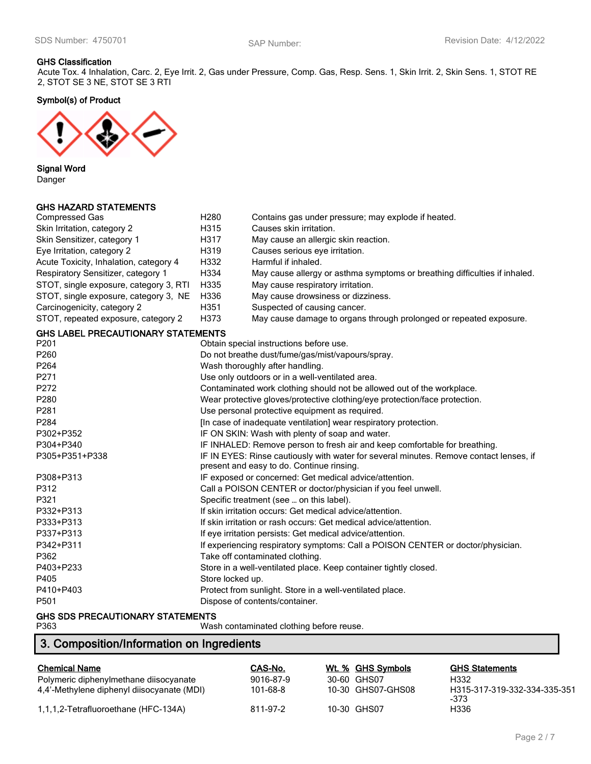**GHS Classification**

Acute Tox. 4 Inhalation, Carc. 2, Eye Irrit. 2, Gas under Pressure, Comp. Gas, Resp. Sens. 1, Skin Irrit. 2, Skin Sens. 1, STOT RE 2, STOT SE 3 NE, STOT SE 3 RTI

**Symbol(s) of Product**

**Signal Word**

Danger

**GHS HAZARD STATEMENTS**

| | | |
|---|---|---|
| Compressed Gas | H280 | Contains gas under pressure; may explode if heated. |
| Skin Irritation, category 2 | H315 | Causes skin irritation. |
| Skin Sensitizer, category 1 | H317 | May cause an allergic skin reaction. |
| Eye Irritation, category 2 | H319 | Causes serious eye irritation. |
| Acute Toxicity, Inhalation, category 4 | H332 | Harmful if inhaled. |
| Respiratory Sensitizer, category 1 | H334 | May cause allergy or asthma symptoms or breathing difficulties if inhaled. |
| STOT, single exposure, category 3, RTI | H335 | May cause respiratory irritation. |
| STOT, single exposure, category 3, NE | H336 | May cause drowsiness or dizziness. |
| Carcinogenicity, category 2 | H351 | Suspected of causing cancer. |
| STOT, repeated exposure, category 2 | H373 | May cause damage to organs through prolonged or repeated exposure. |

**GHS LABEL PRECAUTIONARY STATEMENTS**

| | |
|---|---|
| P201 | Obtain special instructions before use. |
| P260 | Do not breathe dust/fume/gas/mist/vapours/spray. |
| P264 | Wash thoroughly after handling. |
| P271 | Use only outdoors or in a well-ventilated area. |
| P272 | Contaminated work clothing should not be allowed out of the workplace. |
| P280 | Wear protective gloves/protective clothing/eye protection/face protection. |
| P281 | Use personal protective equipment as required. |
| P284 | [In case of inadequate ventilation] wear respiratory protection. |
| P302+P352 | IF ON SKIN: Wash with plenty of soap and water. |
| P304+P340 | IF INHALED: Remove person to fresh air and keep comfortable for breathing. |
| P305+P351+P338 | IF IN EYES: Rinse cautiously with water for several minutes. Remove contact lenses, if present and easy to do. Continue rinsing. |
| P308+P313 | IF exposed or concerned: Get medical advice/attention. |
| P312 | Call a POISON CENTER or doctor/physician if you feel unwell. |
| P321 | Specific treatment (see … on this label). |
| P332+P313 | If skin irritation occurs: Get medical advice/attention. |
| P333+P313 | If skin irritation or rash occurs: Get medical advice/attention. |
| P337+P313 | If eye irritation persists: Get medical advice/attention. |
| P342+P311 | If experiencing respiratory symptoms: Call a POISON CENTER or doctor/physician. |
| P362 | Take off contaminated clothing. |
| P403+P233 | Store in a well-ventilated place. Keep container tightly closed. |
| P405 | Store locked up. |
| P410+P403 | Protect from sunlight. Store in a well-ventilated place. |
| P501 | Dispose of contents/container. |

**GHS SDS PRECAUTIONARY STATEMENTS**

| | |
|---|---|
| P363 | Wash contaminated clothing before reuse. |

## 3. Composition/Information on Ingredients

| Chemical Name | CAS-No. | Wt. % | GHS Symbols | GHS Statements |
|---|---|---|---|---|
| Polymeric diphenylmethane diisocyanate | 9016-87-9 | 30-60 | GHS07 | H332 |
| 4,4'-Methylene diphenyl diisocyanate (MDI) | 101-68-8 | 10-30 | GHS07-GHS08 | H315-317-319-332-334-335-351-373 |
| 1,1,1,2-Tetrafluoroethane (HFC-134A) | 811-97-2 | 10-30 | GHS07 | H336 |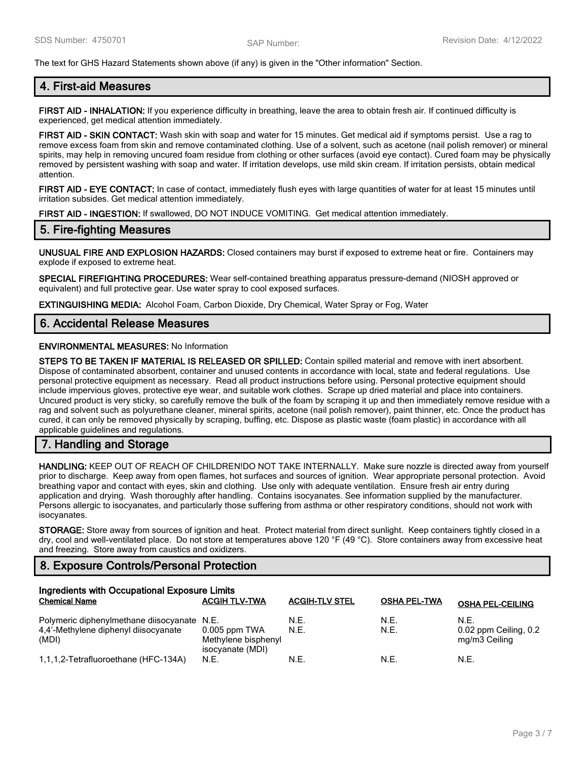The text for GHS Hazard Statements shown above (if any) is given in the "Other information" Section.

## 4. First-aid Measures

**FIRST AID - INHALATION:** If you experience difficulty in breathing, leave the area to obtain fresh air. If continued difficulty is experienced, get medical attention immediately.

**FIRST AID - SKIN CONTACT:** Wash skin with soap and water for 15 minutes. Get medical aid if symptoms persist. Use a rag to remove excess foam from skin and remove contaminated clothing. Use of a solvent, such as acetone (nail polish remover) or mineral spirits, may help in removing uncured foam residue from clothing or other surfaces (avoid eye contact). Cured foam may be physically removed by persistent washing with soap and water. If irritation develops, use mild skin cream. If irritation persists, obtain medical attention.

**FIRST AID - EYE CONTACT:** In case of contact, immediately flush eyes with large quantities of water for at least 15 minutes until irritation subsides. Get medical attention immediately.

**FIRST AID - INGESTION:** If swallowed, DO NOT INDUCE VOMITING. Get medical attention immediately.

## 5. Fire-fighting Measures

**UNUSUAL FIRE AND EXPLOSION HAZARDS:** Closed containers may burst if exposed to extreme heat or fire. Containers may explode if exposed to extreme heat.

**SPECIAL FIREFIGHTING PROCEDURES:** Wear self-contained breathing apparatus pressure-demand (NIOSH approved or equivalent) and full protective gear. Use water spray to cool exposed surfaces.

**EXTINGUISHING MEDIA:** Alcohol Foam, Carbon Dioxide, Dry Chemical, Water Spray or Fog, Water

## 6. Accidental Release Measures

**ENVIRONMENTAL MEASURES:** No Information

**STEPS TO BE TAKEN IF MATERIAL IS RELEASED OR SPILLED:** Contain spilled material and remove with inert absorbent. Dispose of contaminated absorbent, container and unused contents in accordance with local, state and federal regulations. Use personal protective equipment as necessary. Read all product instructions before using. Personal protective equipment should include impervious gloves, protective eye wear, and suitable work clothes. Scrape up dried material and place into containers. Uncured product is very sticky, so carefully remove the bulk of the foam by scraping it up and then immediately remove residue with a rag and solvent such as polyurethane cleaner, mineral spirits, acetone (nail polish remover), paint thinner, etc. Once the product has cured, it can only be removed physically by scraping, buffing, etc. Dispose as plastic waste (foam plastic) in accordance with all applicable guidelines and regulations.

## 7. Handling and Storage

**HANDLING:** KEEP OUT OF REACH OF CHILDREN!DO NOT TAKE INTERNALLY. Make sure nozzle is directed away from yourself prior to discharge. Keep away from open flames, hot surfaces and sources of ignition. Wear appropriate personal protection. Avoid breathing vapor and contact with eyes, skin and clothing. Use only with adequate ventilation. Ensure fresh air entry during application and drying. Wash thoroughly after handling. Contains isocyanates. See information supplied by the manufacturer. Persons allergic to isocyanates, and particularly those suffering from asthma or other respiratory conditions, should not work with isocyanates.

**STORAGE:** Store away from sources of ignition and heat. Protect material from direct sunlight. Keep containers tightly closed in a dry, cool and well-ventilated place. Do not store at temperatures above 120 °F (49 °C). Store containers away from excessive heat and freezing. Store away from caustics and oxidizers.

## 8. Exposure Controls/Personal Protection

**Ingredients with Occupational Exposure Limits**

| Chemical Name | ACGIH TLV-TWA | ACGIH-TLV STEL | OSHA PEL-TWA | OSHA PEL-CEILING |
|---|---|---|---|---|
| Polymeric diphenylmethane diisocyanate | N.E. | N.E. | N.E. | N.E. |
| 4,4'-Methylene diphenyl diisocyanate (MDI) | 0.005 ppm TWA Methylene bisphenyl isocyanate (MDI) | N.E. | N.E. | 0.02 ppm Ceiling, 0.2 mg/m3 Ceiling |
| 1,1,1,2-Tetrafluoroethane (HFC-134A) | N.E. | N.E. | N.E. | N.E. |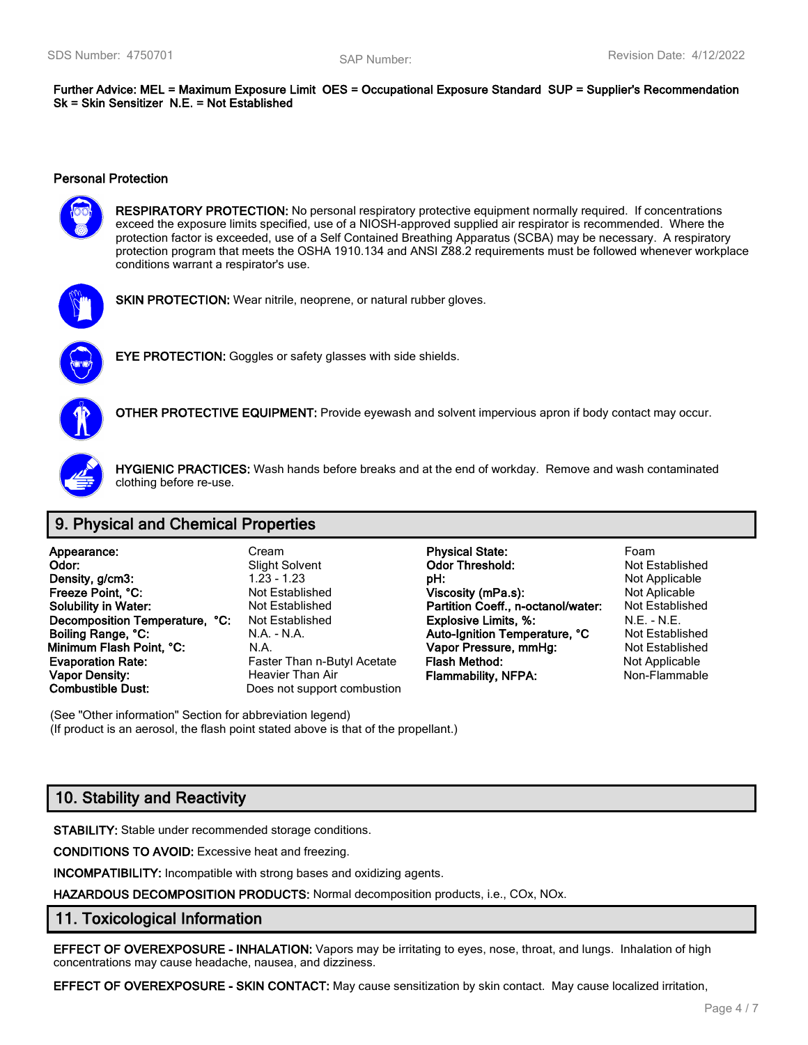**Further Advice: MEL = Maximum Exposure Limit OES = Occupational Exposure Standard SUP = Supplier's Recommendation Sk = Skin Sensitizer N.E. = Not Established**

### Personal Protection

**RESPIRATORY PROTECTION:** No personal respiratory protective equipment normally required. If concentrations exceed the exposure limits specified, use of a NIOSH-approved supplied air respirator is recommended. Where the protection factor is exceeded, use of a Self Contained Breathing Apparatus (SCBA) may be necessary. A respiratory protection program that meets the OSHA 1910.134 and ANSI Z88.2 requirements must be followed whenever workplace conditions warrant a respirator's use.

**SKIN PROTECTION:** Wear nitrile, neoprene, or natural rubber gloves.

**EYE PROTECTION:** Goggles or safety glasses with side shields.

**OTHER PROTECTIVE EQUIPMENT:** Provide eyewash and solvent impervious apron if body contact may occur.

**HYGIENIC PRACTICES:** Wash hands before breaks and at the end of workday. Remove and wash contaminated clothing before re-use.

## 9. Physical and Chemical Properties

| | | | |
|---|---|---|---|
| **Appearance:** | Cream | **Physical State:** | Foam |
| **Odor:** | Slight Solvent | **Odor Threshold:** | Not Established |
| **Density, g/cm3:** | 1.23 - 1.23 | **pH:** | Not Applicable |
| **Freeze Point, °C:** | Not Established | **Viscosity (mPa.s):** | Not Aplicable |
| **Solubility in Water:** | Not Established | **Partition Coeff., n-octanol/water:** | Not Established |
| **Decomposition Temperature, °C:** | Not Established | **Explosive Limits, %:** | N.E. - N.E. |
| **Boiling Range, °C:** | N.A. - N.A. | **Auto-Ignition Temperature, °C** | Not Established |
| **Minimum Flash Point, °C:** | N.A. | **Vapor Pressure, mmHg:** | Not Established |
| **Evaporation Rate:** | Faster Than n-Butyl Acetate | **Flash Method:** | Not Applicable |
| **Vapor Density:** | Heavier Than Air | **Flammability, NFPA:** | Non-Flammable |
| **Combustible Dust:** | Does not support combustion | | |

(See "Other information" Section for abbreviation legend)
(If product is an aerosol, the flash point stated above is that of the propellant.)

## 10. Stability and Reactivity

**STABILITY:** Stable under recommended storage conditions.

**CONDITIONS TO AVOID:** Excessive heat and freezing.

**INCOMPATIBILITY:** Incompatible with strong bases and oxidizing agents.

**HAZARDOUS DECOMPOSITION PRODUCTS:** Normal decomposition products, i.e., COx, NOx.

## 11. Toxicological Information

**EFFECT OF OVEREXPOSURE - INHALATION:** Vapors may be irritating to eyes, nose, throat, and lungs. Inhalation of high concentrations may cause headache, nausea, and dizziness.

**EFFECT OF OVEREXPOSURE - SKIN CONTACT:** May cause sensitization by skin contact. May cause localized irritation,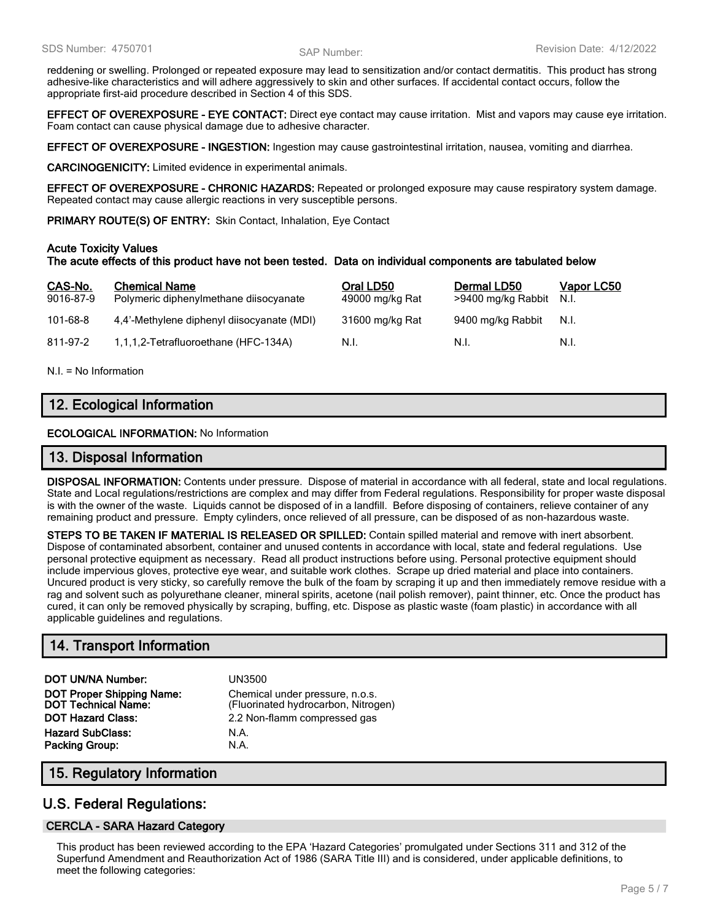reddening or swelling. Prolonged or repeated exposure may lead to sensitization and/or contact dermatitis. This product has strong adhesive-like characteristics and will adhere aggressively to skin and other surfaces. If accidental contact occurs, follow the appropriate first-aid procedure described in Section 4 of this SDS.

**EFFECT OF OVEREXPOSURE - EYE CONTACT:** Direct eye contact may cause irritation. Mist and vapors may cause eye irritation. Foam contact can cause physical damage due to adhesive character.

**EFFECT OF OVEREXPOSURE - INGESTION:** Ingestion may cause gastrointestinal irritation, nausea, vomiting and diarrhea.

**CARCINOGENICITY:** Limited evidence in experimental animals.

**EFFECT OF OVEREXPOSURE - CHRONIC HAZARDS:** Repeated or prolonged exposure may cause respiratory system damage. Repeated contact may cause allergic reactions in very susceptible persons.

**PRIMARY ROUTE(S) OF ENTRY:** Skin Contact, Inhalation, Eye Contact

**Acute Toxicity Values**
**The acute effects of this product have not been tested. Data on individual components are tabulated below**

| CAS-No. | Chemical Name | Oral LD50 | Dermal LD50 | Vapor LC50 |
|---|---|---|---|---|
| 9016-87-9 | Polymeric diphenylmethane diisocyanate | 49000 mg/kg Rat | >9400 mg/kg Rabbit | N.I. |
| 101-68-8 | 4,4'-Methylene diphenyl diisocyanate (MDI) | 31600 mg/kg Rat | 9400 mg/kg Rabbit | N.I. |
| 811-97-2 | 1,1,1,2-Tetrafluoroethane (HFC-134A) | N.I. | N.I. | N.I. |

N.I. = No Information

## 12. Ecological Information

**ECOLOGICAL INFORMATION:** No Information

## 13. Disposal Information

**DISPOSAL INFORMATION:** Contents under pressure. Dispose of material in accordance with all federal, state and local regulations. State and Local regulations/restrictions are complex and may differ from Federal regulations. Responsibility for proper waste disposal is with the owner of the waste. Liquids cannot be disposed of in a landfill. Before disposing of containers, relieve container of any remaining product and pressure. Empty cylinders, once relieved of all pressure, can be disposed of as non-hazardous waste.

**STEPS TO BE TAKEN IF MATERIAL IS RELEASED OR SPILLED:** Contain spilled material and remove with inert absorbent. Dispose of contaminated absorbent, container and unused contents in accordance with local, state and federal regulations. Use personal protective equipment as necessary. Read all product instructions before using. Personal protective equipment should include impervious gloves, protective eye wear, and suitable work clothes. Scrape up dried material and place into containers. Uncured product is very sticky, so carefully remove the bulk of the foam by scraping it up and then immediately remove residue with a rag and solvent such as polyurethane cleaner, mineral spirits, acetone (nail polish remover), paint thinner, etc. Once the product has cured, it can only be removed physically by scraping, buffing, etc. Dispose as plastic waste (foam plastic) in accordance with all applicable guidelines and regulations.

## 14. Transport Information

| | |
|---|---|
| **DOT UN/NA Number:** | UN3500 |
| **DOT Proper Shipping Name:** | Chemical under pressure, n.o.s. |
| **DOT Technical Name:** | (Fluorinated hydrocarbon, Nitrogen) |
| **DOT Hazard Class:** | 2.2 Non-flamm compressed gas |
| **Hazard SubClass:** | N.A. |
| **Packing Group:** | N.A. |

## 15. Regulatory Information

## U.S. Federal Regulations:

### CERCLA - SARA Hazard Category

This product has been reviewed according to the EPA 'Hazard Categories' promulgated under Sections 311 and 312 of the Superfund Amendment and Reauthorization Act of 1986 (SARA Title III) and is considered, under applicable definitions, to meet the following categories: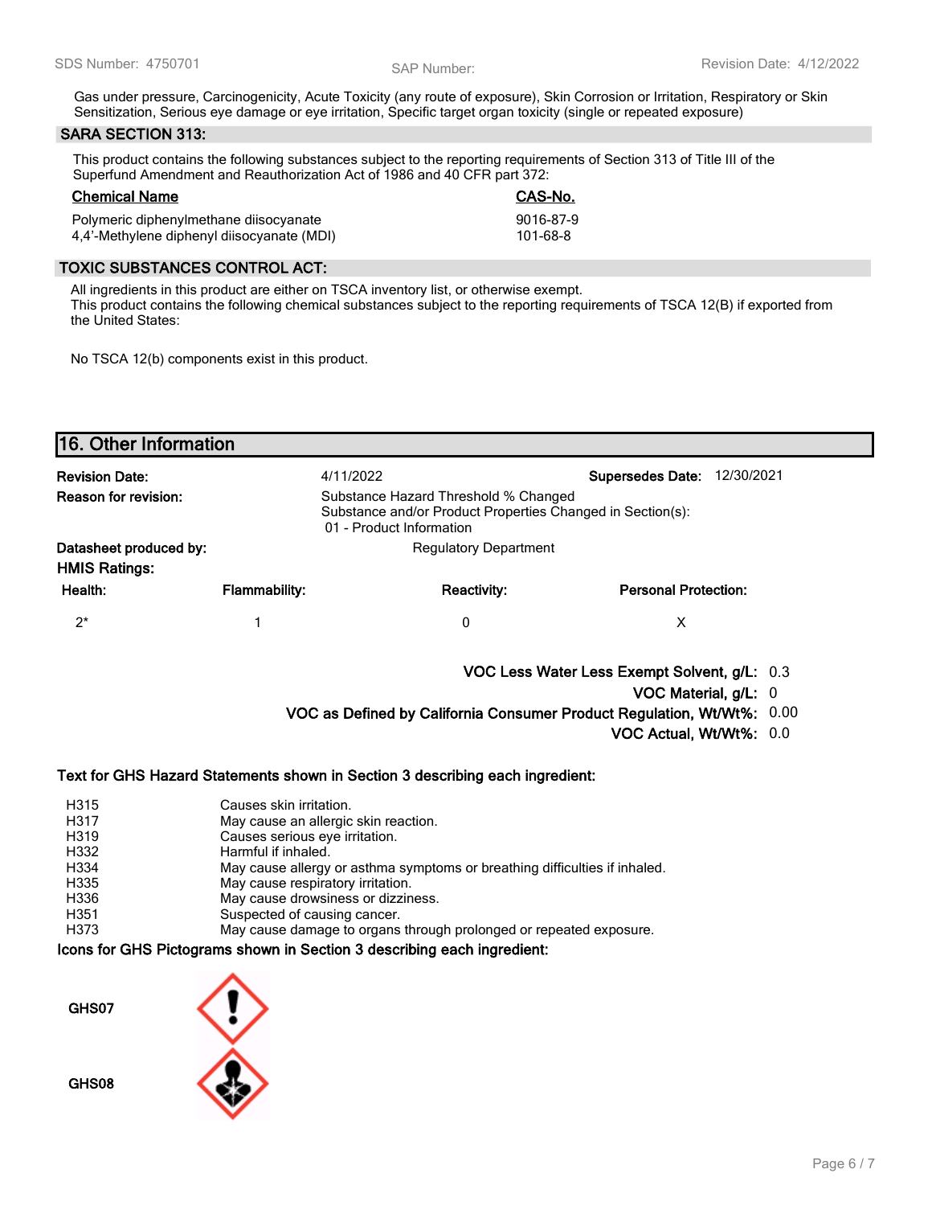Gas under pressure, Carcinogenicity, Acute Toxicity (any route of exposure), Skin Corrosion or Irritation, Respiratory or Skin Sensitization, Serious eye damage or eye irritation, Specific target organ toxicity (single or repeated exposure)

### SARA SECTION 313:

This product contains the following substances subject to the reporting requirements of Section 313 of Title III of the Superfund Amendment and Reauthorization Act of 1986 and 40 CFR part 372:

| Chemical Name | CAS-No. |
|---|---|
| Polymeric diphenylmethane diisocyanate | 9016-87-9 |
| 4,4'-Methylene diphenyl diisocyanate (MDI) | 101-68-8 |

### TOXIC SUBSTANCES CONTROL ACT:

All ingredients in this product are either on TSCA inventory list, or otherwise exempt.
This product contains the following chemical substances subject to the reporting requirements of TSCA 12(B) if exported from the United States:

No TSCA 12(b) components exist in this product.

## 16. Other Information

**Revision Date:** 4/11/2022 **Supersedes Date:** 12/30/2021

**Reason for revision:** Substance Hazard Threshold % Changed
Substance and/or Product Properties Changed in Section(s):
01 - Product Information

**Datasheet produced by:** Regulatory Department

**HMIS Ratings:**

| Health: | Flammability: | Reactivity: | Personal Protection: |
|---|---|---|---|
| 2* | 1 | 0 | X |

**VOC Less Water Less Exempt Solvent, g/L:** 0.3
**VOC Material, g/L:** 0
**VOC as Defined by California Consumer Product Regulation, Wt/Wt%:** 0.00
**VOC Actual, Wt/Wt%:** 0.0

**Text for GHS Hazard Statements shown in Section 3 describing each ingredient:**

| | |
|---|---|
| H315 | Causes skin irritation. |
| H317 | May cause an allergic skin reaction. |
| H319 | Causes serious eye irritation. |
| H332 | Harmful if inhaled. |
| H334 | May cause allergy or asthma symptoms or breathing difficulties if inhaled. |
| H335 | May cause respiratory irritation. |
| H336 | May cause drowsiness or dizziness. |
| H351 | Suspected of causing cancer. |
| H373 | May cause damage to organs through prolonged or repeated exposure. |

**Icons for GHS Pictograms shown in Section 3 describing each ingredient:**

GHS07

GHS08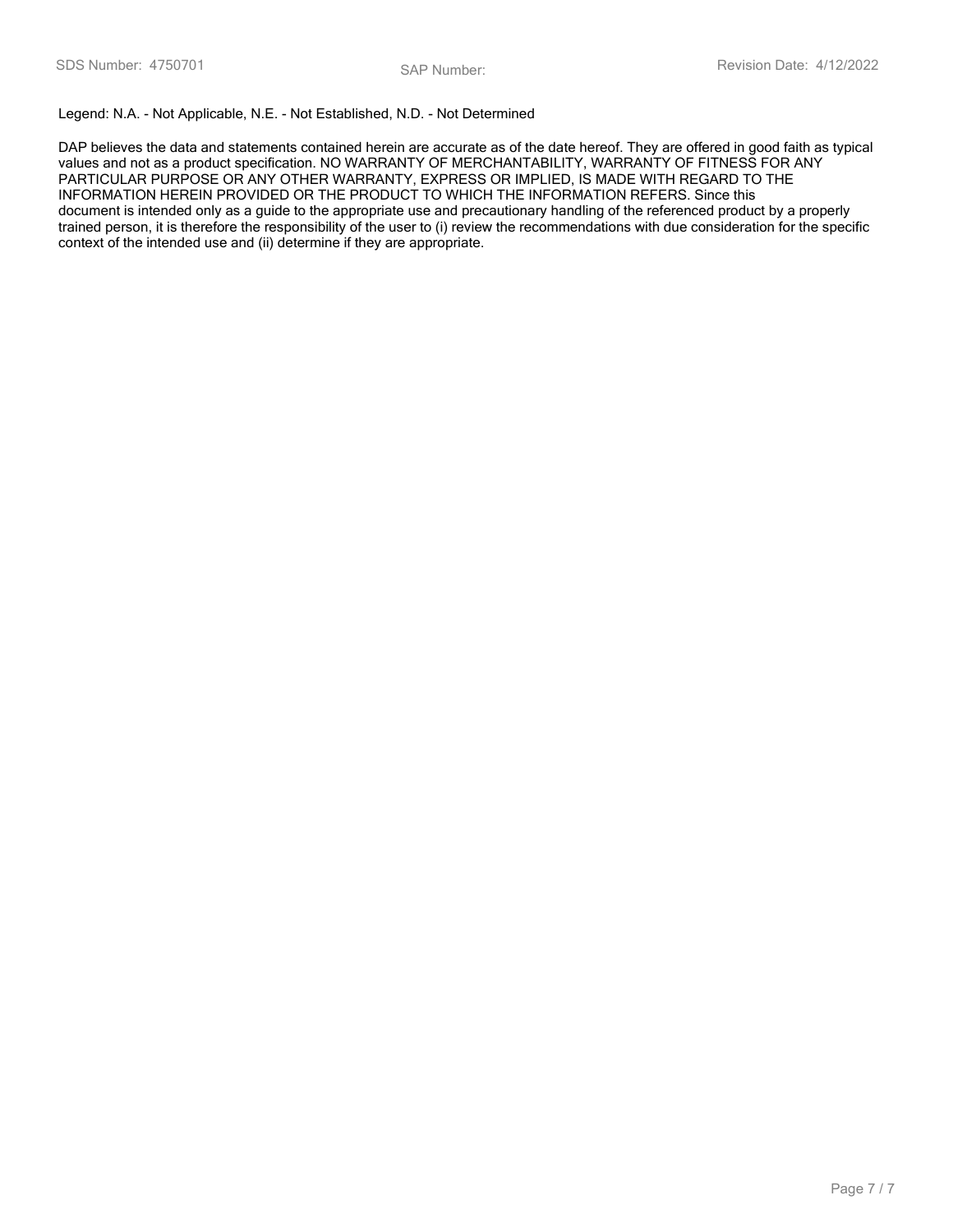Legend: N.A. - Not Applicable, N.E. - Not Established, N.D. - Not Determined

DAP believes the data and statements contained herein are accurate as of the date hereof. They are offered in good faith as typical values and not as a product specification. NO WARRANTY OF MERCHANTABILITY, WARRANTY OF FITNESS FOR ANY PARTICULAR PURPOSE OR ANY OTHER WARRANTY, EXPRESS OR IMPLIED, IS MADE WITH REGARD TO THE INFORMATION HEREIN PROVIDED OR THE PRODUCT TO WHICH THE INFORMATION REFERS. Since this document is intended only as a guide to the appropriate use and precautionary handling of the referenced product by a properly trained person, it is therefore the responsibility of the user to (i) review the recommendations with due consideration for the specific context of the intended use and (ii) determine if they are appropriate.